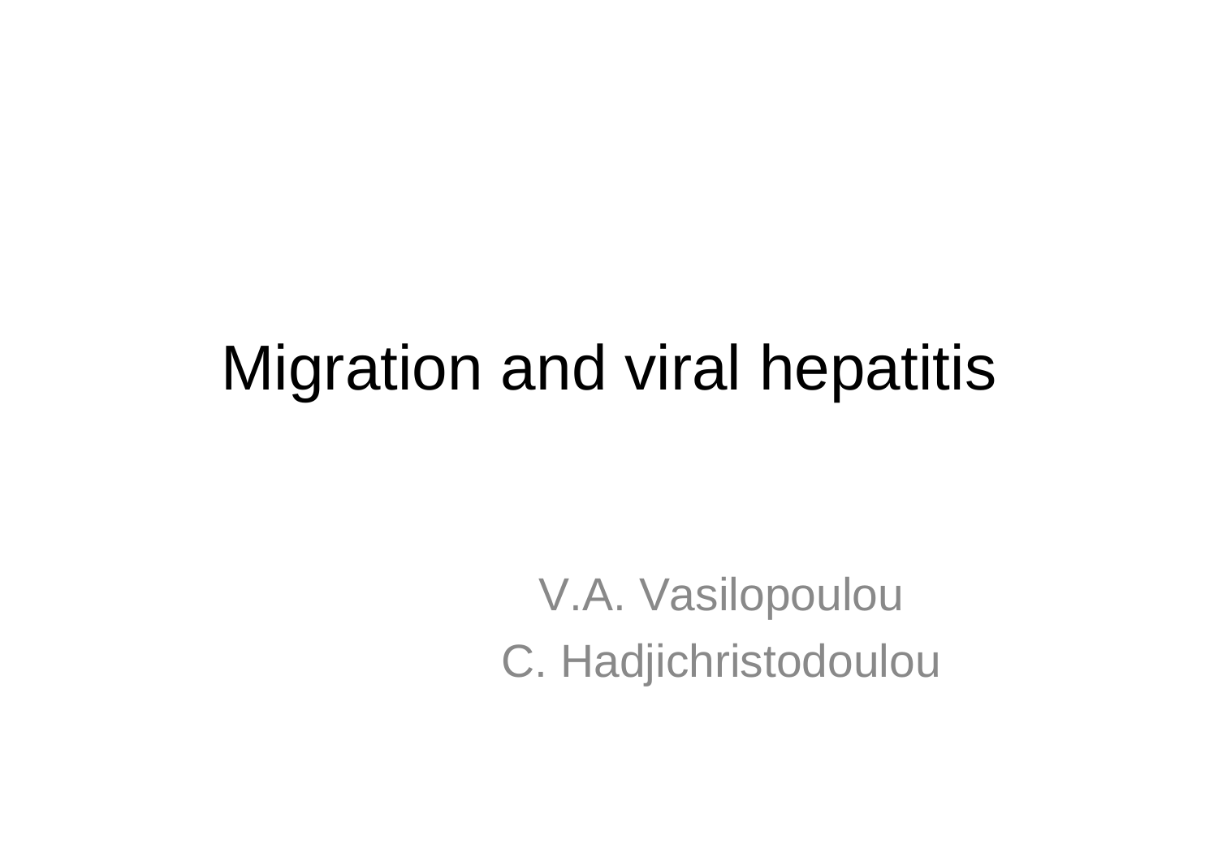# Migration and viral hepatitis

V.A. Vasilopoulou

C. Hadjichristodoulou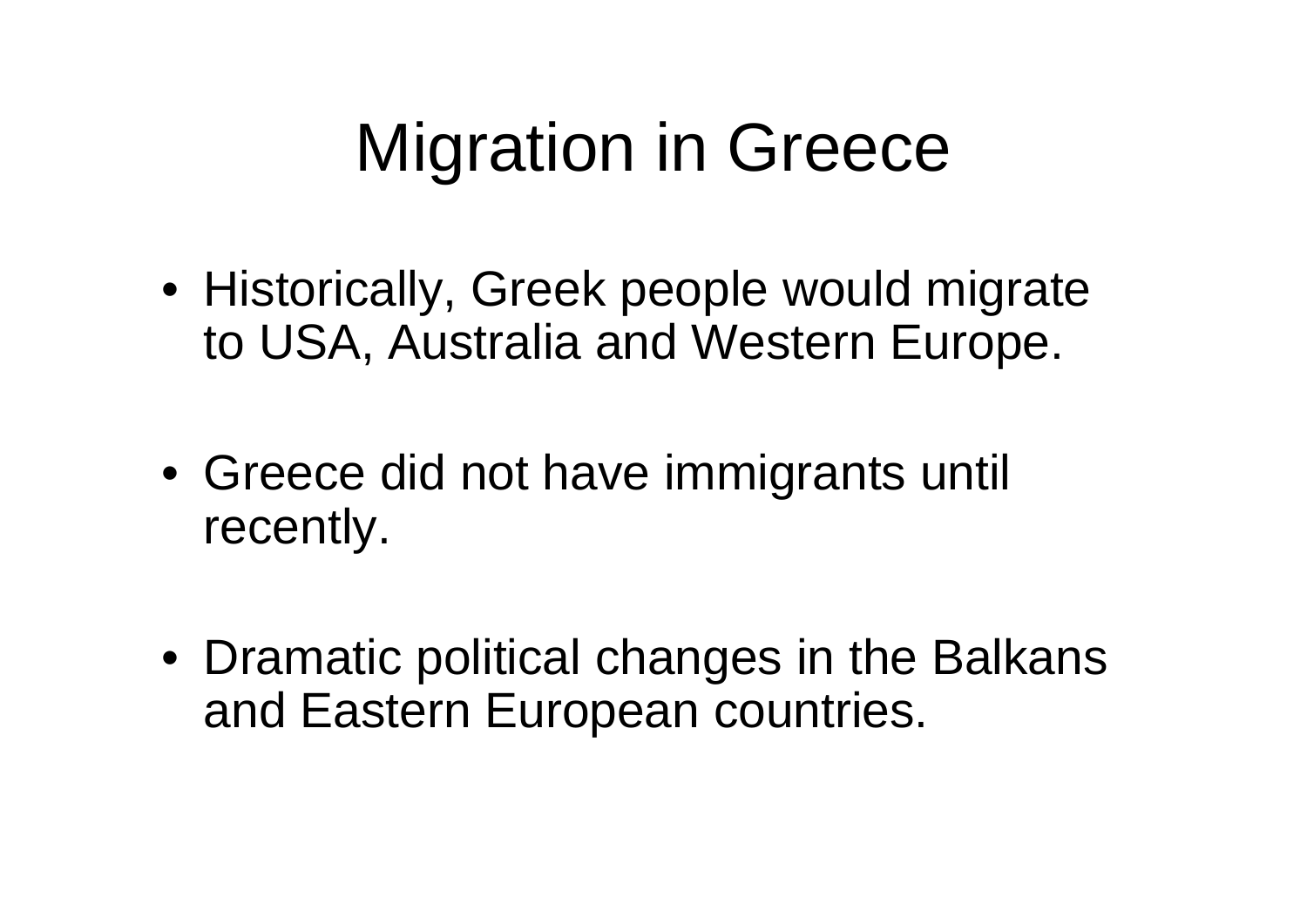# Migration in Greece

- Historically, Greek people would migrate to USA, Australia and Western Europe.
- Greece did not have immigrants until recently.
- Dramatic political changes in the Balkans and Eastern European countries.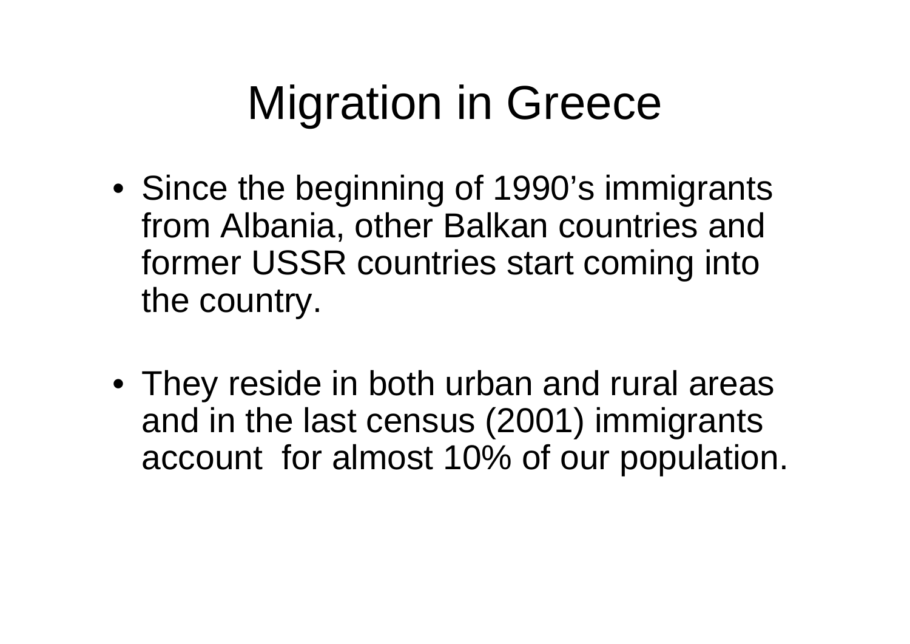# Migration in Greece

- Since the beginning of 1990's immigrants from Albania, other Balkan countries and former USSR countries start coming into the country.
- They reside in both urban and rural areas and in the last census (2001) immigrants account for almost 10% of our population.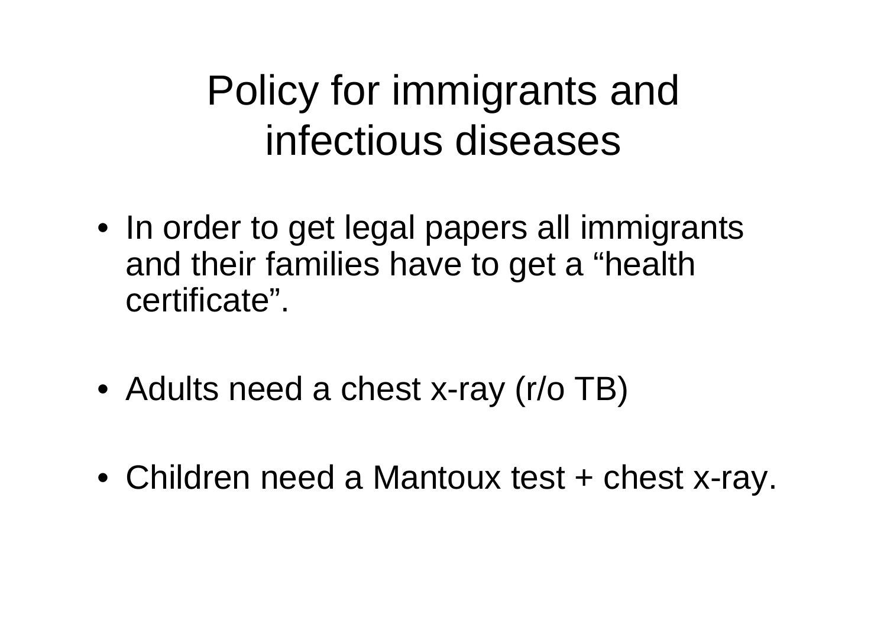# Policy for immigrants and infectious diseases

- In order to get legal papers all immigrants and their families have to get a “health certificate”.

- Adults need a chest x-ray (r/o TB)

- Children need a Mantoux test + chest x-ray.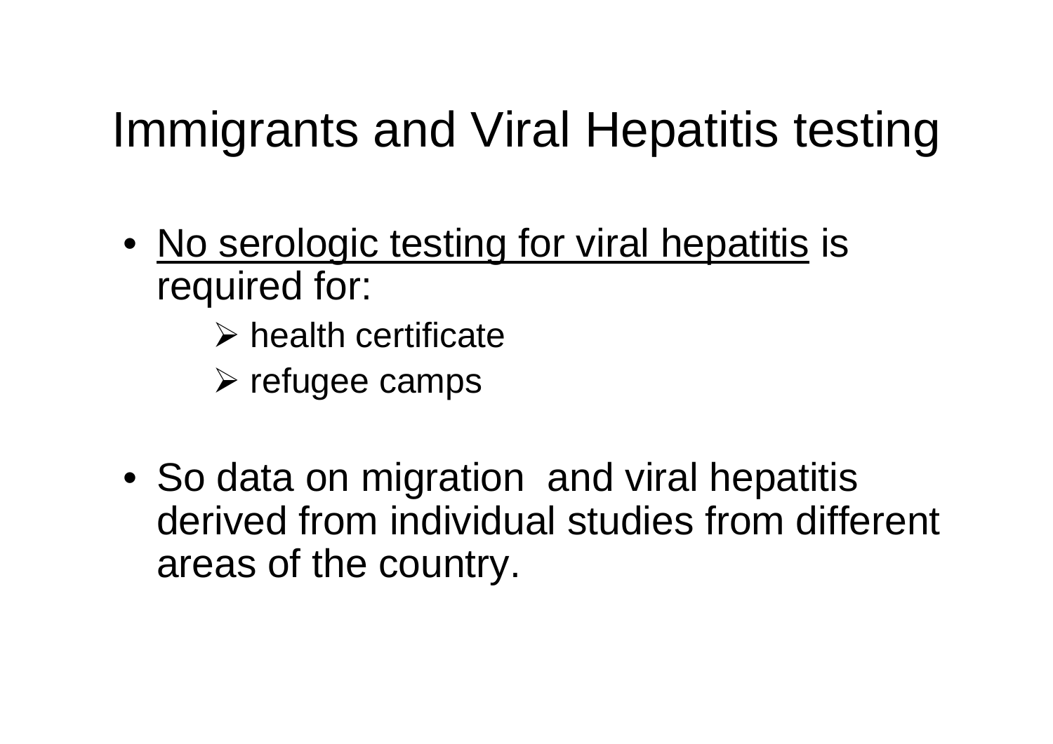# Immigrants and Viral Hepatitis testing

- <u>No serologic testing for viral hepatitis</u> is required for:
  - ➢ health certificate
  - ➢ refugee camps

- So data on migration  and viral hepatitis derived from individual studies from different areas of the country.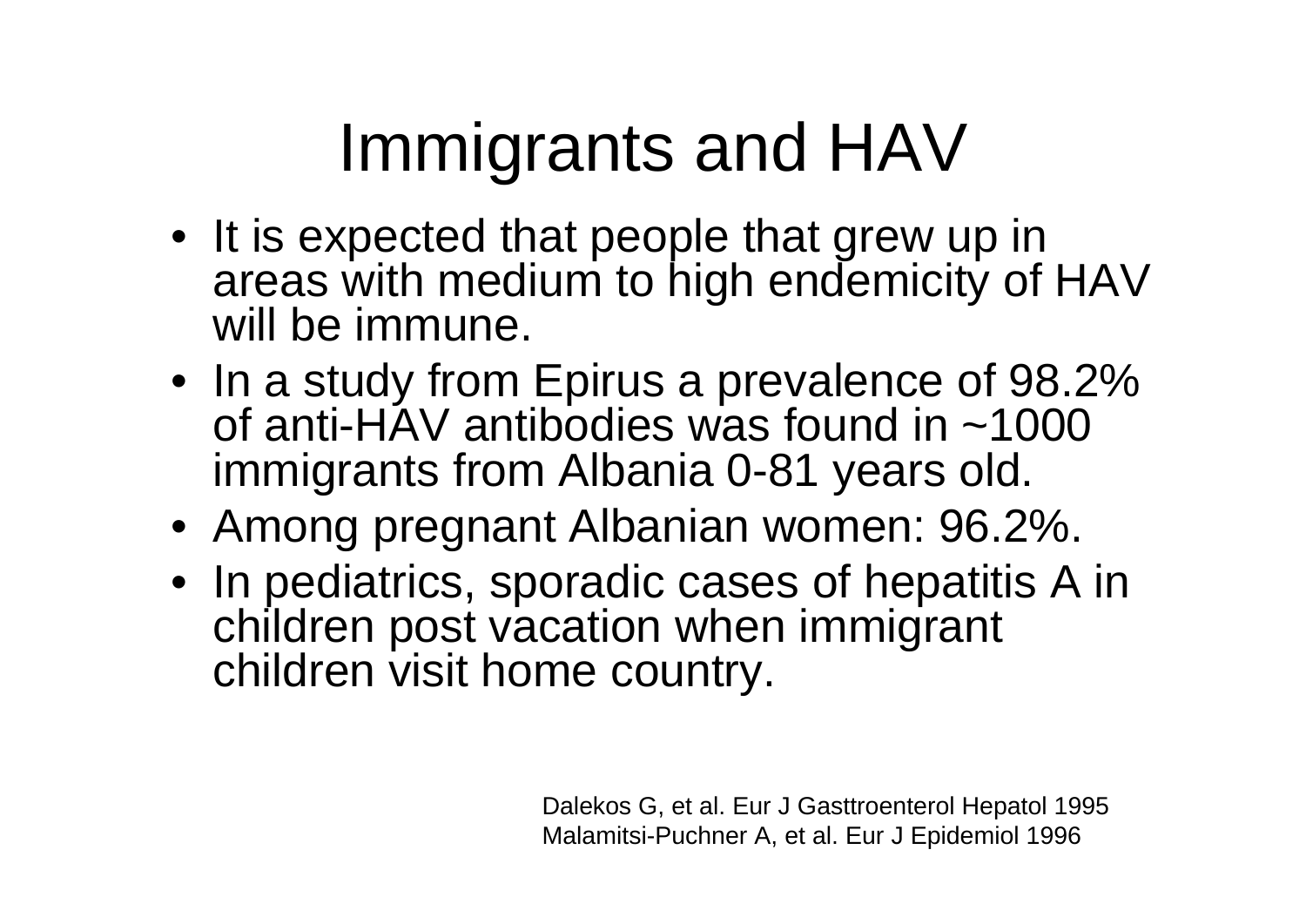# Immigrants and HAV

- It is expected that people that grew up in areas with medium to high endemicity of HAV will be immune.
- In a study from Epirus a prevalence of 98.2% of anti-HAV antibodies was found in ~1000 immigrants from Albania 0-81 years old.
- Among pregnant Albanian women: 96.2%.
- In pediatrics, sporadic cases of hepatitis A in children post vacation when immigrant children visit home country.

Dalekos G, et al. Eur J Gasttroenterol Hepatol 1995
Malamitsi-Puchner A, et al. Eur J Epidemiol 1996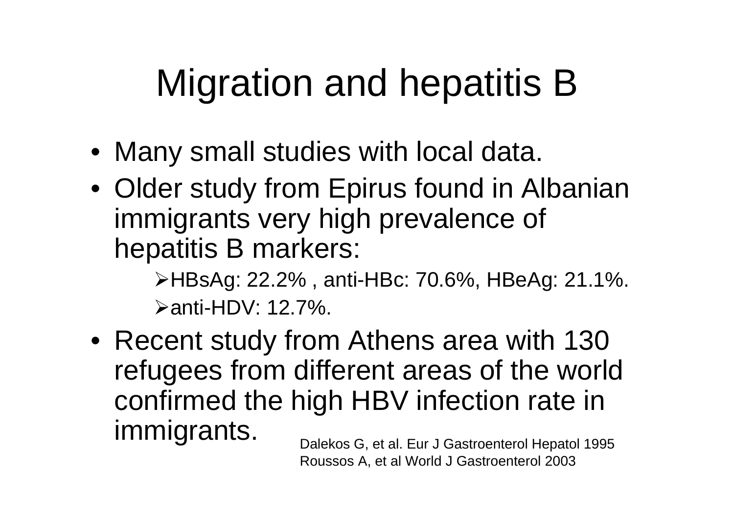# Migration and hepatitis B

- Many small studies with local data.
- Older study from Epirus found in Albanian immigrants very high prevalence of hepatitis B markers:
  - HBsAg: 22.2% , anti-HBc: 70.6%, HBeAg: 21.1%.
  - anti-HDV: 12.7%.
- Recent study from Athens area with 130 refugees from different areas of the world confirmed the high HBV infection rate in immigrants.

Dalekos G, et al. Eur J Gastroenterol Hepatol 1995
Roussos A, et al World J Gastroenterol 2003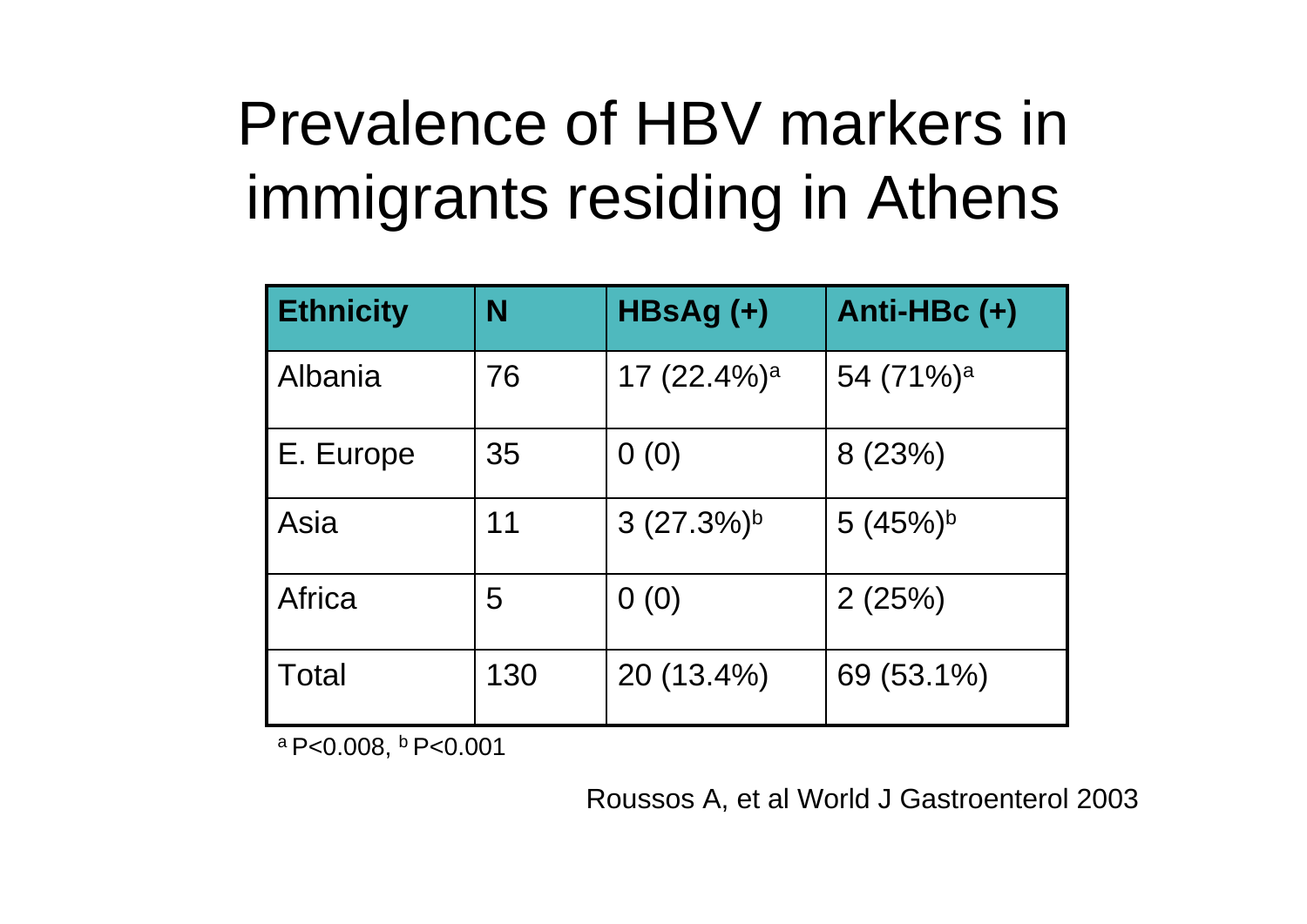# Prevalence of HBV markers in immigrants residing in Athens

| Ethnicity | N | HBsAg (+) | Anti-HBc (+) |
|---|---|---|---|
| Albania | 76 | 17 (22.4%)[a] | 54 (71%)[a] |
| E. Europe | 35 | 0 (0) | 8 (23%) |
| Asia | 11 | 3 (27.3%)[b] | 5 (45%)[b] |
| Africa | 5 | 0 (0) | 2 (25%) |
| Total | 130 | 20 (13.4%) | 69 (53.1%) |

[a] $P<0.008$, [b] $P<0.001$

Roussos A, et al World J Gastroenterol 2003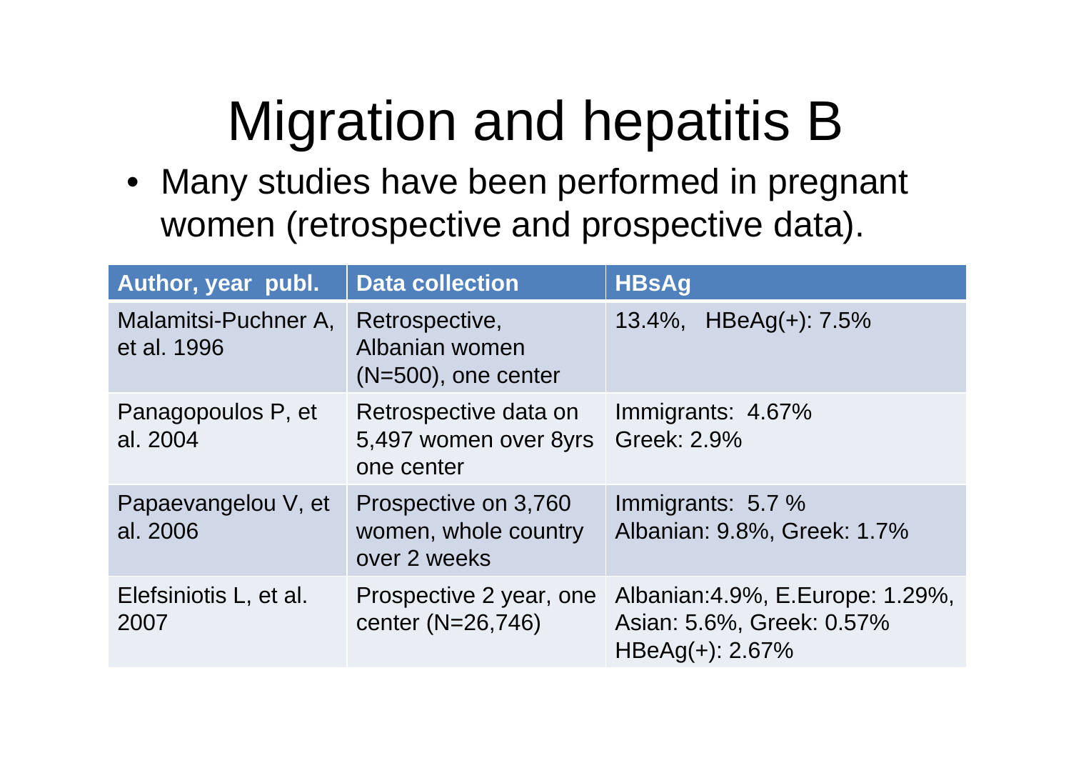# Migration and hepatitis B

- Many studies have been performed in pregnant women (retrospective and prospective data).

| Author, year publ. | Data collection | HBsAg |
|---|---|---|
| Malamitsi-Puchner A, et al. 1996 | Retrospective, Albanian women (N=500), one center | 13.4%, HBeAg(+): 7.5% |
| Panagopoulos P, et al. 2004 | Retrospective data on 5,497 women over 8yrs one center | Immigrants: 4.67% Greek: 2.9% |
| Papaevangelou V, et al. 2006 | Prospective on 3,760 women, whole country over 2 weeks | Immigrants: 5.7 % Albanian: 9.8%, Greek: 1.7% |
| Elefsiniotis L, et al. 2007 | Prospective 2 year, one center (N=26,746) | Albanian:4.9%, E.Europe: 1.29%, Asian: 5.6%, Greek: 0.57% HBeAg(+): 2.67% |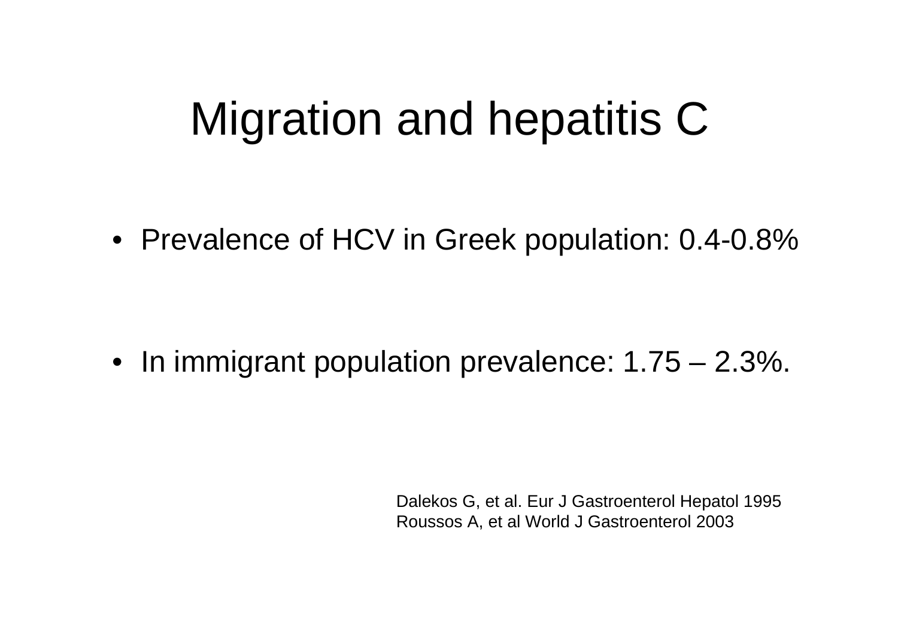# Migration and hepatitis C

- Prevalence of HCV in Greek population: 0.4-0.8%

- In immigrant population prevalence: 1.75 – 2.3%.

Dalekos G, et al. Eur J Gastroenterol Hepatol 1995
Roussos A, et al World J Gastroenterol 2003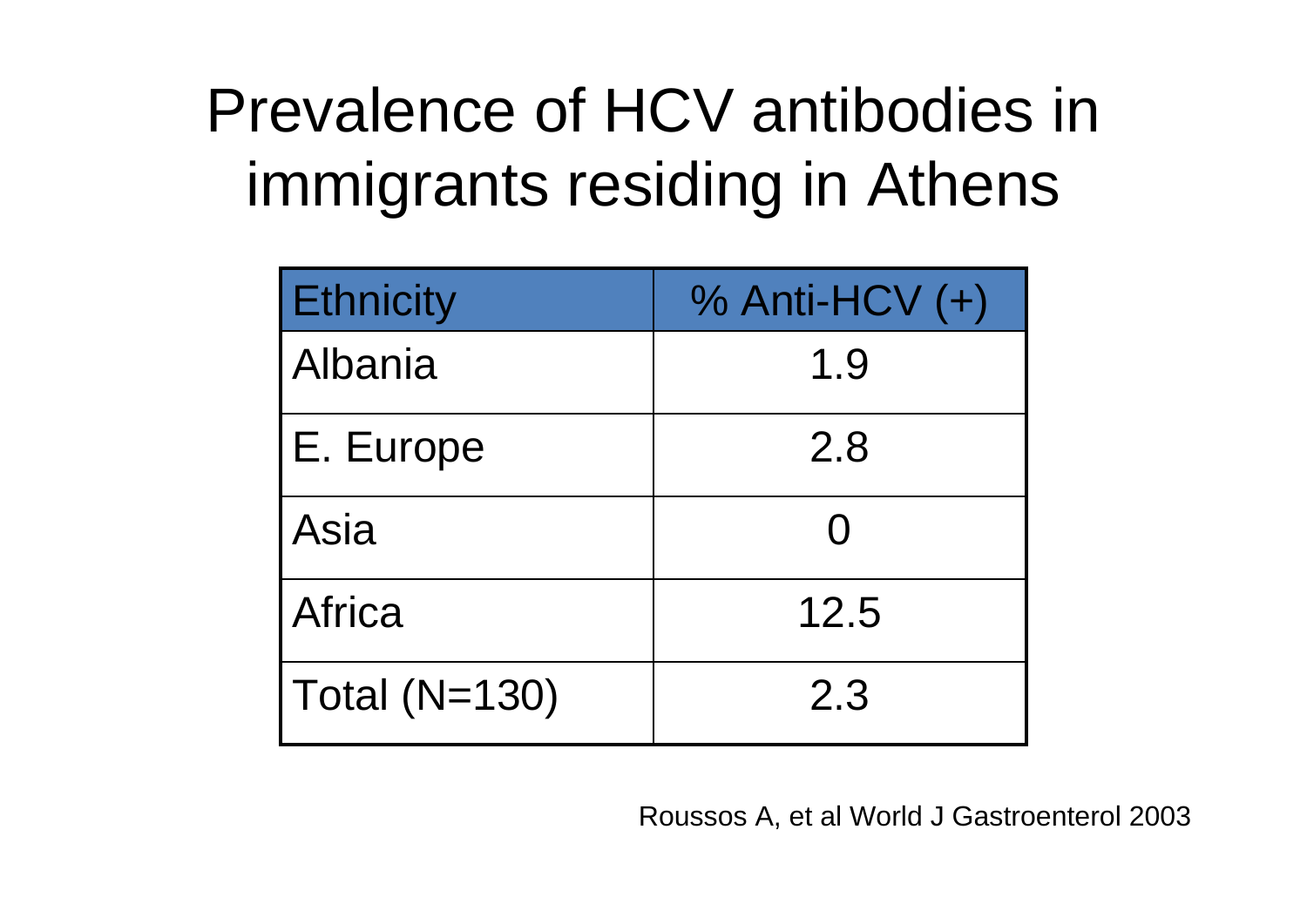# Prevalence of HCV antibodies in immigrants residing in Athens

| Ethnicity | % Anti-HCV (+) |
|---|---|
| Albania | 1.9 |
| E. Europe | 2.8 |
| Asia | 0 |
| Africa | 12.5 |
| Total (N=130) | 2.3 |

Roussos A, et al World J Gastroenterol 2003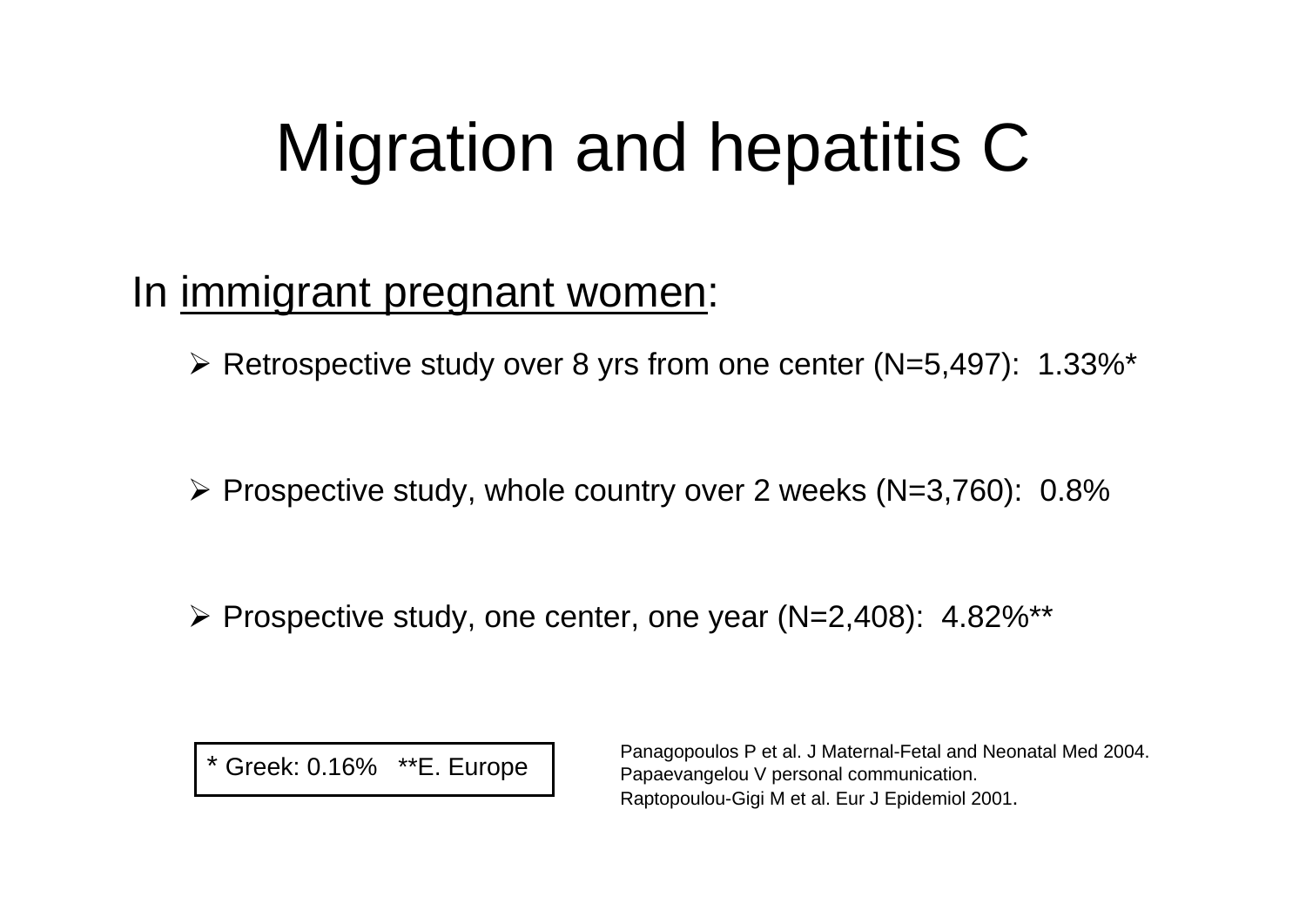# Migration and hepatitis C

In immigrant pregnant women:

- Retrospective study over 8 yrs from one center (N=5,497): 1.33%*
- Prospective study, whole country over 2 weeks (N=3,760): 0.8%
- Prospective study, one center, one year (N=2,408): 4.82%**

\* Greek: 0.16%  **E. Europe

Panagopoulos P et al. J Maternal-Fetal and Neonatal Med 2004.
Papaevangelou V personal communication.
Raptopoulou-Gigi M et al. Eur J Epidemiol 2001.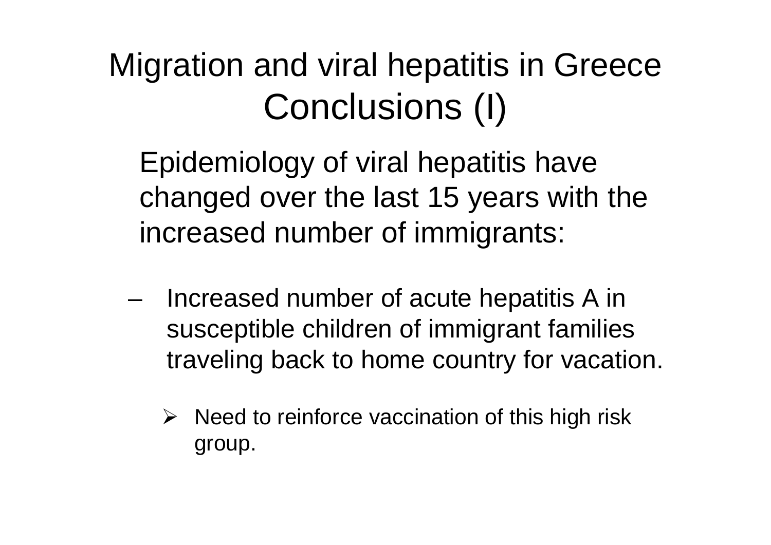# Migration and viral hepatitis in Greece Conclusions (I)

Epidemiology of viral hepatitis have changed over the last 15 years with the increased number of immigrants:

- Increased number of acute hepatitis A in susceptible children of immigrant families traveling back to home country for vacation.
  - Need to reinforce vaccination of this high risk group.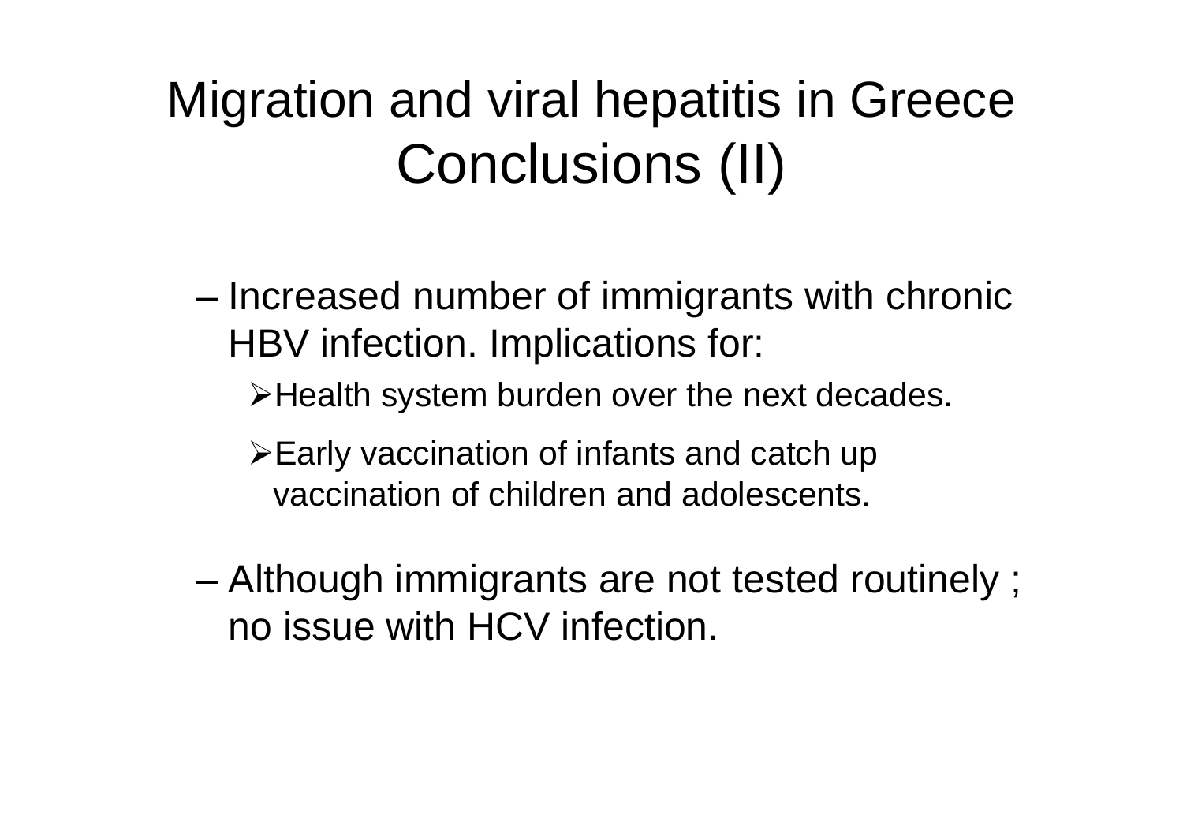# Migration and viral hepatitis in Greece
## Conclusions (II)

- Increased number of immigrants with chronic HBV infection. Implications for:
  - Health system burden over the next decades.
  - Early vaccination of infants and catch up vaccination of children and adolescents.
- Although immigrants are not tested routinely ; no issue with HCV infection.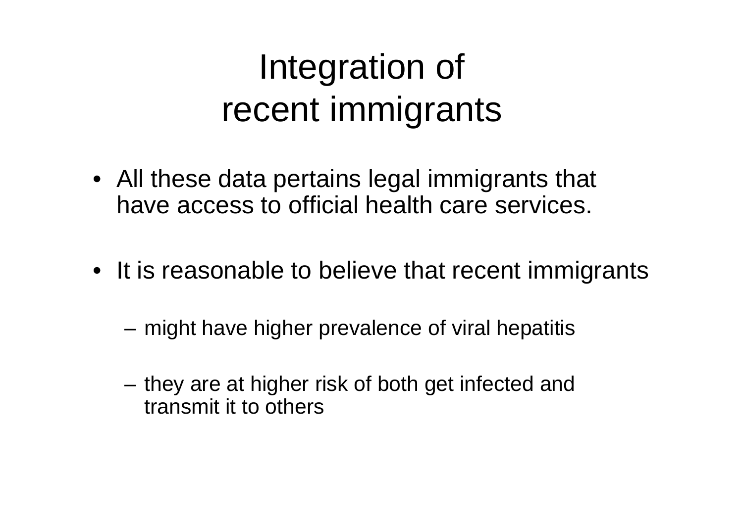# Integration of recent immigrants

- All these data pertains legal immigrants that have access to official health care services.

- It is reasonable to believe that recent immigrants

  - might have higher prevalence of viral hepatitis

  - they are at higher risk of both get infected and transmit it to others